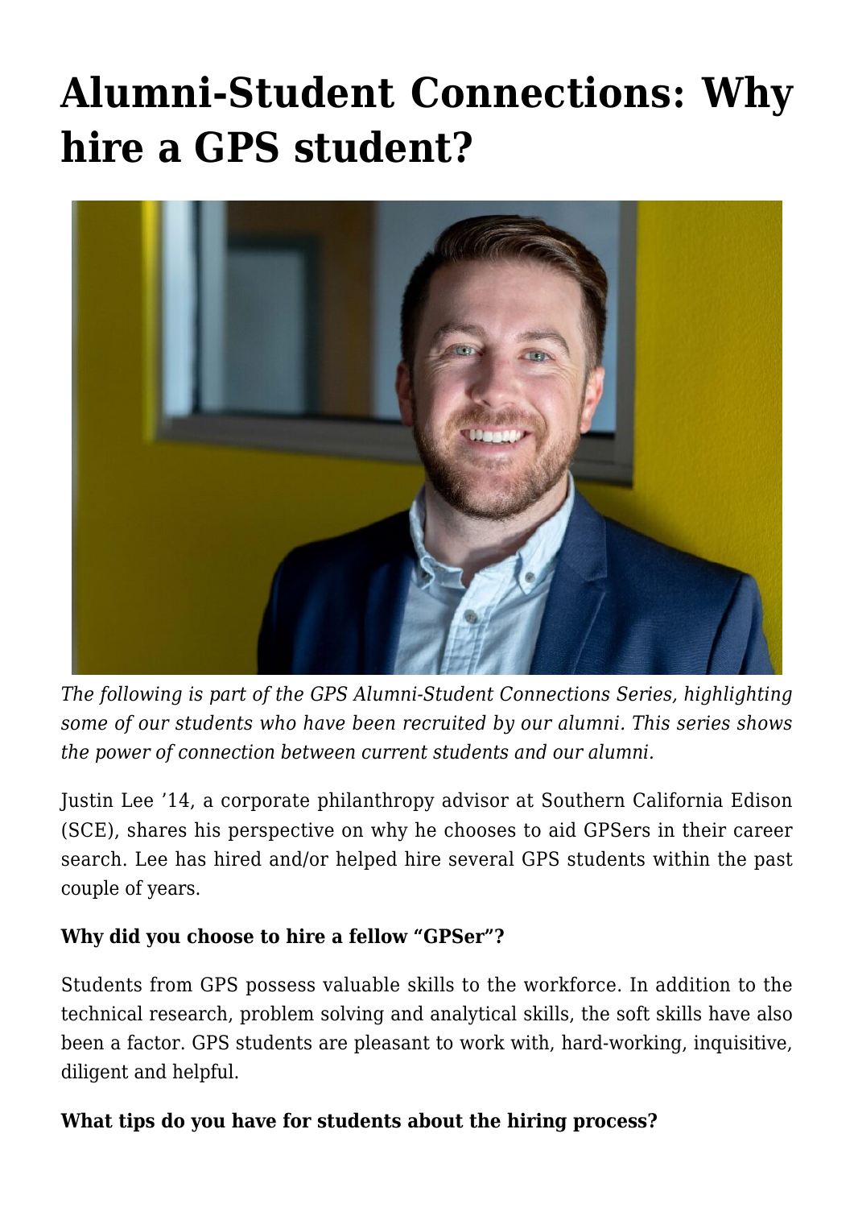# Alumni-Student Connections: Why hire a GPS student?

*The following is part of the GPS Alumni-Student Connections Series, highlighting some of our students who have been recruited by our alumni. This series shows the power of connection between current students and our alumni.*

Justin Lee '14, a corporate philanthropy advisor at Southern California Edison (SCE), shares his perspective on why he chooses to aid GPSers in their career search. Lee has hired and/or helped hire several GPS students within the past couple of years.

**Why did you choose to hire a fellow "GPSer"?**

Students from GPS possess valuable skills to the workforce. In addition to the technical research, problem solving and analytical skills, the soft skills have also been a factor. GPS students are pleasant to work with, hard-working, inquisitive, diligent and helpful.

**What tips do you have for students about the hiring process?**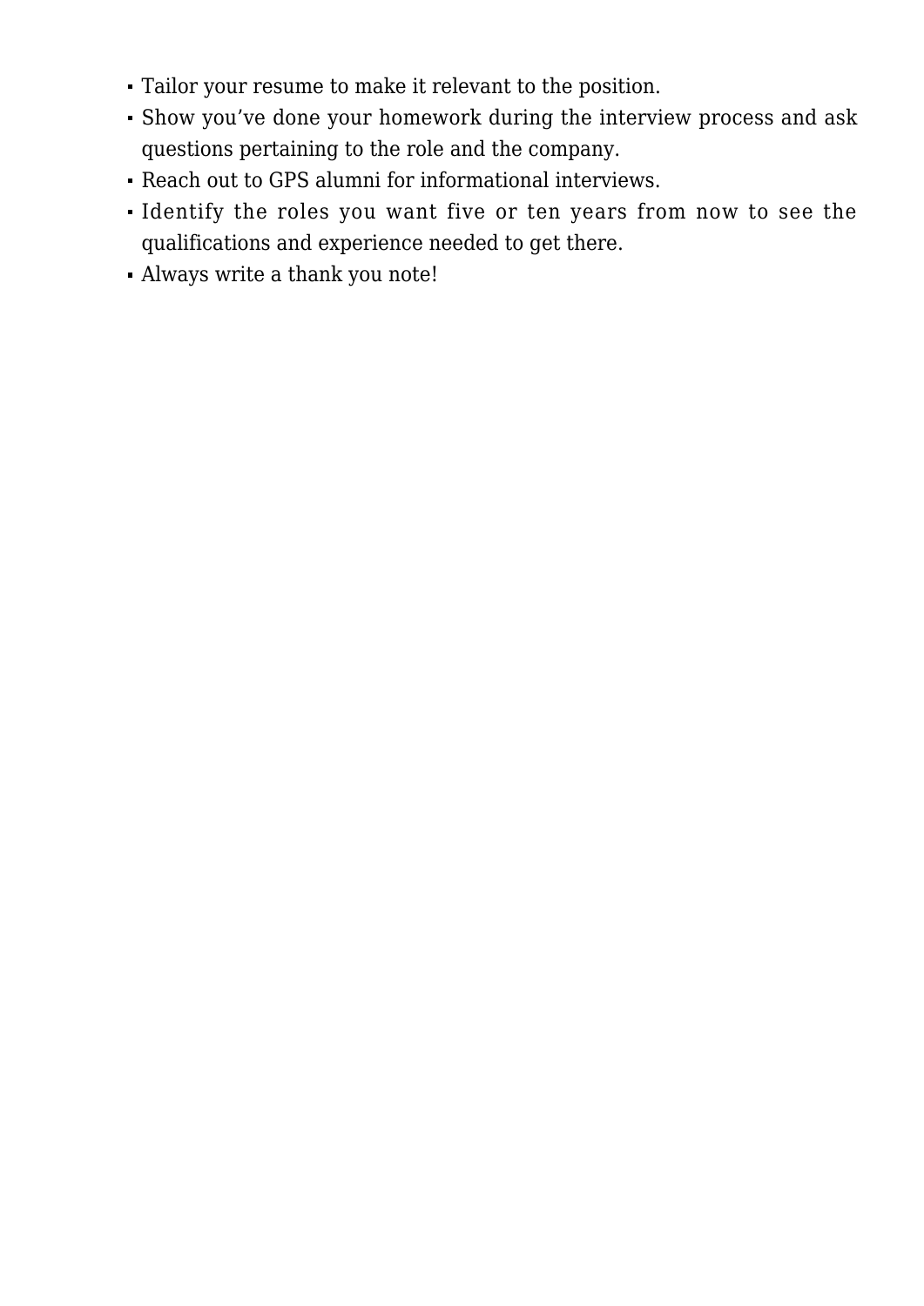- Tailor your resume to make it relevant to the position.
- Show you've done your homework during the interview process and ask questions pertaining to the role and the company.
- Reach out to GPS alumni for informational interviews.
- Identify the roles you want five or ten years from now to see the qualifications and experience needed to get there.
- Always write a thank you note!